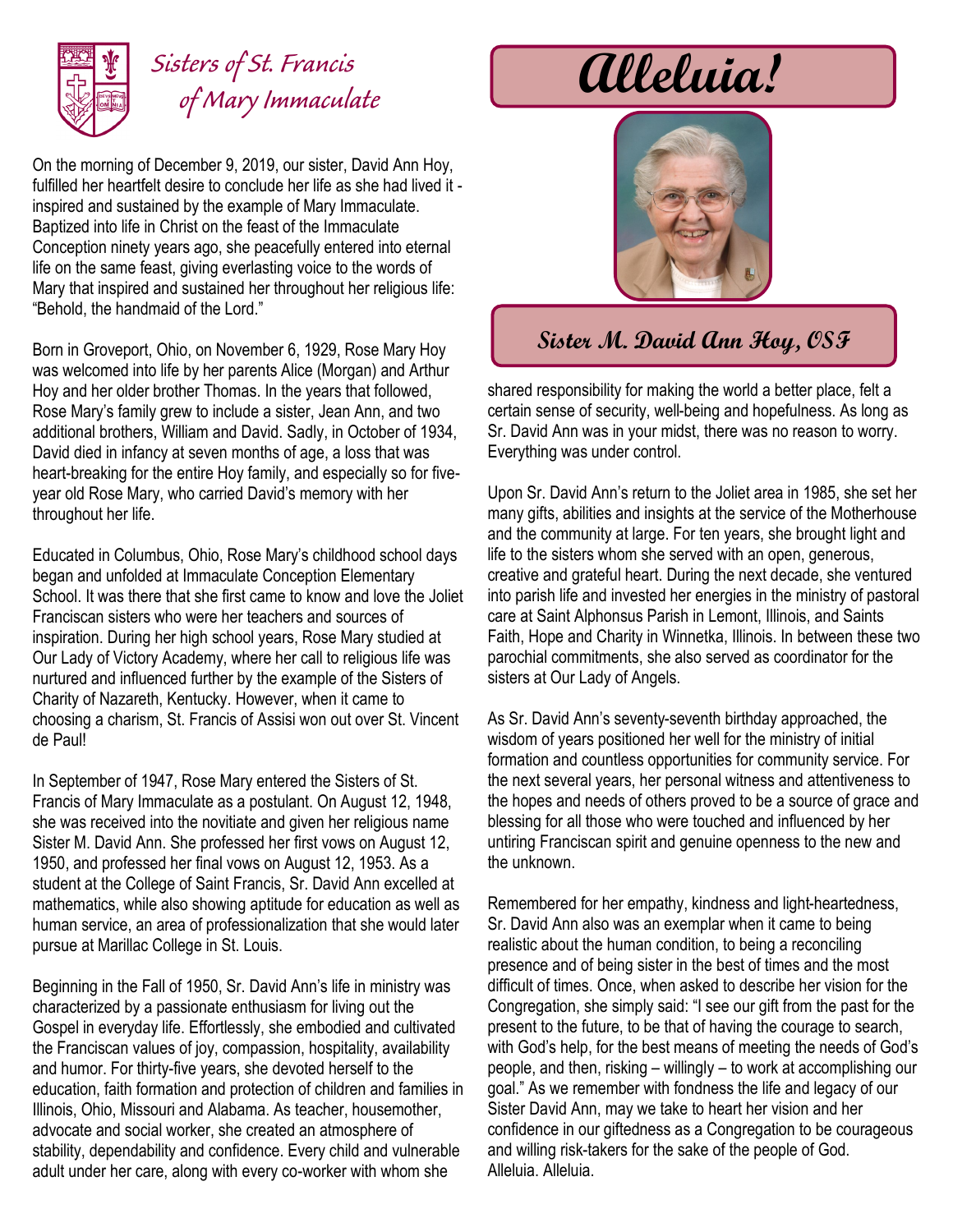# Sisters of St. Francis of Mary Immaculate

# Alleluia!

## Sister M. David Ann Hoy, OSF

On the morning of December 9, 2019, our sister, David Ann Hoy, fulfilled her heartfelt desire to conclude her life as she had lived it - inspired and sustained by the example of Mary Immaculate. Baptized into life in Christ on the feast of the Immaculate Conception ninety years ago, she peacefully entered into eternal life on the same feast, giving everlasting voice to the words of Mary that inspired and sustained her throughout her religious life: "Behold, the handmaid of the Lord."

Born in Groveport, Ohio, on November 6, 1929, Rose Mary Hoy was welcomed into life by her parents Alice (Morgan) and Arthur Hoy and her older brother Thomas. In the years that followed, Rose Mary's family grew to include a sister, Jean Ann, and two additional brothers, William and David. Sadly, in October of 1934, David died in infancy at seven months of age, a loss that was heart-breaking for the entire Hoy family, and especially so for five-year old Rose Mary, who carried David's memory with her throughout her life.

Educated in Columbus, Ohio, Rose Mary's childhood school days began and unfolded at Immaculate Conception Elementary School. It was there that she first came to know and love the Joliet Franciscan sisters who were her teachers and sources of inspiration. During her high school years, Rose Mary studied at Our Lady of Victory Academy, where her call to religious life was nurtured and influenced further by the example of the Sisters of Charity of Nazareth, Kentucky. However, when it came to choosing a charism, St. Francis of Assisi won out over St. Vincent de Paul!

In September of 1947, Rose Mary entered the Sisters of St. Francis of Mary Immaculate as a postulant. On August 12, 1948, she was received into the novitiate and given her religious name Sister M. David Ann. She professed her first vows on August 12, 1950, and professed her final vows on August 12, 1953. As a student at the College of Saint Francis, Sr. David Ann excelled at mathematics, while also showing aptitude for education as well as human service, an area of professionalization that she would later pursue at Marillac College in St. Louis.

Beginning in the Fall of 1950, Sr. David Ann's life in ministry was characterized by a passionate enthusiasm for living out the Gospel in everyday life. Effortlessly, she embodied and cultivated the Franciscan values of joy, compassion, hospitality, availability and humor. For thirty-five years, she devoted herself to the education, faith formation and protection of children and families in Illinois, Ohio, Missouri and Alabama. As teacher, housemother, advocate and social worker, she created an atmosphere of stability, dependability and confidence. Every child and vulnerable adult under her care, along with every co-worker with whom she shared responsibility for making the world a better place, felt a certain sense of security, well-being and hopefulness. As long as Sr. David Ann was in your midst, there was no reason to worry. Everything was under control.

Upon Sr. David Ann's return to the Joliet area in 1985, she set her many gifts, abilities and insights at the service of the Motherhouse and the community at large. For ten years, she brought light and life to the sisters whom she served with an open, generous, creative and grateful heart. During the next decade, she ventured into parish life and invested her energies in the ministry of pastoral care at Saint Alphonsus Parish in Lemont, Illinois, and Saints Faith, Hope and Charity in Winnetka, Illinois. In between these two parochial commitments, she also served as coordinator for the sisters at Our Lady of Angels.

As Sr. David Ann's seventy-seventh birthday approached, the wisdom of years positioned her well for the ministry of initial formation and countless opportunities for community service. For the next several years, her personal witness and attentiveness to the hopes and needs of others proved to be a source of grace and blessing for all those who were touched and influenced by her untiring Franciscan spirit and genuine openness to the new and the unknown.

Remembered for her empathy, kindness and light-heartedness, Sr. David Ann also was an exemplar when it came to being realistic about the human condition, to being a reconciling presence and of being sister in the best of times and the most difficult of times. Once, when asked to describe her vision for the Congregation, she simply said: "I see our gift from the past for the present to the future, to be that of having the courage to search, with God's help, for the best means of meeting the needs of God's people, and then, risking – willingly – to work at accomplishing our goal." As we remember with fondness the life and legacy of our Sister David Ann, may we take to heart her vision and her confidence in our giftedness as a Congregation to be courageous and willing risk-takers for the sake of the people of God.
Alleluia. Alleluia.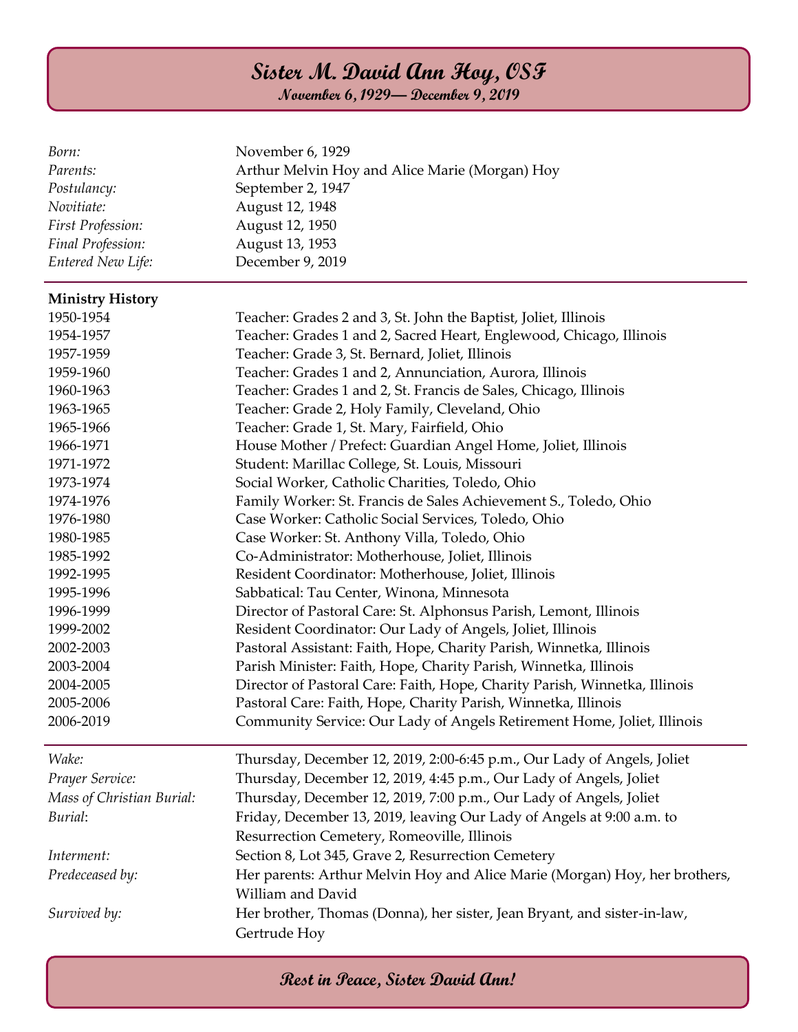# Sister M. David Ann Hoy, OSF

**November 6, 1929— December 9, 2019**

| | |
|---|---|
| *Born:* | November 6, 1929 |
| *Parents:* | Arthur Melvin Hoy and Alice Marie (Morgan) Hoy |
| *Postulancy:* | September 2, 1947 |
| *Novitiate:* | August 12, 1948 |
| *First Profession:* | August 12, 1950 |
| *Final Profession:* | August 13, 1953 |
| *Entered New Life:* | December 9, 2019 |

**Ministry History**

| | |
|---|---|
| 1950-1954 | Teacher: Grades 2 and 3, St. John the Baptist, Joliet, Illinois |
| 1954-1957 | Teacher: Grades 1 and 2, Sacred Heart, Englewood, Chicago, Illinois |
| 1957-1959 | Teacher: Grade 3, St. Bernard, Joliet, Illinois |
| 1959-1960 | Teacher: Grades 1 and 2, Annunciation, Aurora, Illinois |
| 1960-1963 | Teacher: Grades 1 and 2, St. Francis de Sales, Chicago, Illinois |
| 1963-1965 | Teacher: Grade 2, Holy Family, Cleveland, Ohio |
| 1965-1966 | Teacher: Grade 1, St. Mary, Fairfield, Ohio |
| 1966-1971 | House Mother / Prefect: Guardian Angel Home, Joliet, Illinois |
| 1971-1972 | Student: Marillac College, St. Louis, Missouri |
| 1973-1974 | Social Worker, Catholic Charities, Toledo, Ohio |
| 1974-1976 | Family Worker: St. Francis de Sales Achievement S., Toledo, Ohio |
| 1976-1980 | Case Worker: Catholic Social Services, Toledo, Ohio |
| 1980-1985 | Case Worker: St. Anthony Villa, Toledo, Ohio |
| 1985-1992 | Co-Administrator: Motherhouse, Joliet, Illinois |
| 1992-1995 | Resident Coordinator: Motherhouse, Joliet, Illinois |
| 1995-1996 | Sabbatical: Tau Center, Winona, Minnesota |
| 1996-1999 | Director of Pastoral Care: St. Alphonsus Parish, Lemont, Illinois |
| 1999-2002 | Resident Coordinator: Our Lady of Angels, Joliet, Illinois |
| 2002-2003 | Pastoral Assistant: Faith, Hope, Charity Parish, Winnetka, Illinois |
| 2003-2004 | Parish Minister: Faith, Hope, Charity Parish, Winnetka, Illinois |
| 2004-2005 | Director of Pastoral Care: Faith, Hope, Charity Parish, Winnetka, Illinois |
| 2005-2006 | Pastoral Care: Faith, Hope, Charity Parish, Winnetka, Illinois |
| 2006-2019 | Community Service: Our Lady of Angels Retirement Home, Joliet, Illinois |

| | |
|---|---|
| *Wake:* | Thursday, December 12, 2019, 2:00-6:45 p.m., Our Lady of Angels, Joliet |
| *Prayer Service:* | Thursday, December 12, 2019, 4:45 p.m., Our Lady of Angels, Joliet |
| *Mass of Christian Burial:* | Thursday, December 12, 2019, 7:00 p.m., Our Lady of Angels, Joliet |
| *Burial:* | Friday, December 13, 2019, leaving Our Lady of Angels at 9:00 a.m. to Resurrection Cemetery, Romeoville, Illinois |
| *Interment:* | Section 8, Lot 345, Grave 2, Resurrection Cemetery |
| *Predeceased by:* | Her parents: Arthur Melvin Hoy and Alice Marie (Morgan) Hoy, her brothers, William and David |
| *Survived by:* | Her brother, Thomas (Donna), her sister, Jean Bryant, and sister-in-law, Gertrude Hoy |

**Rest in Peace, Sister David Ann!**